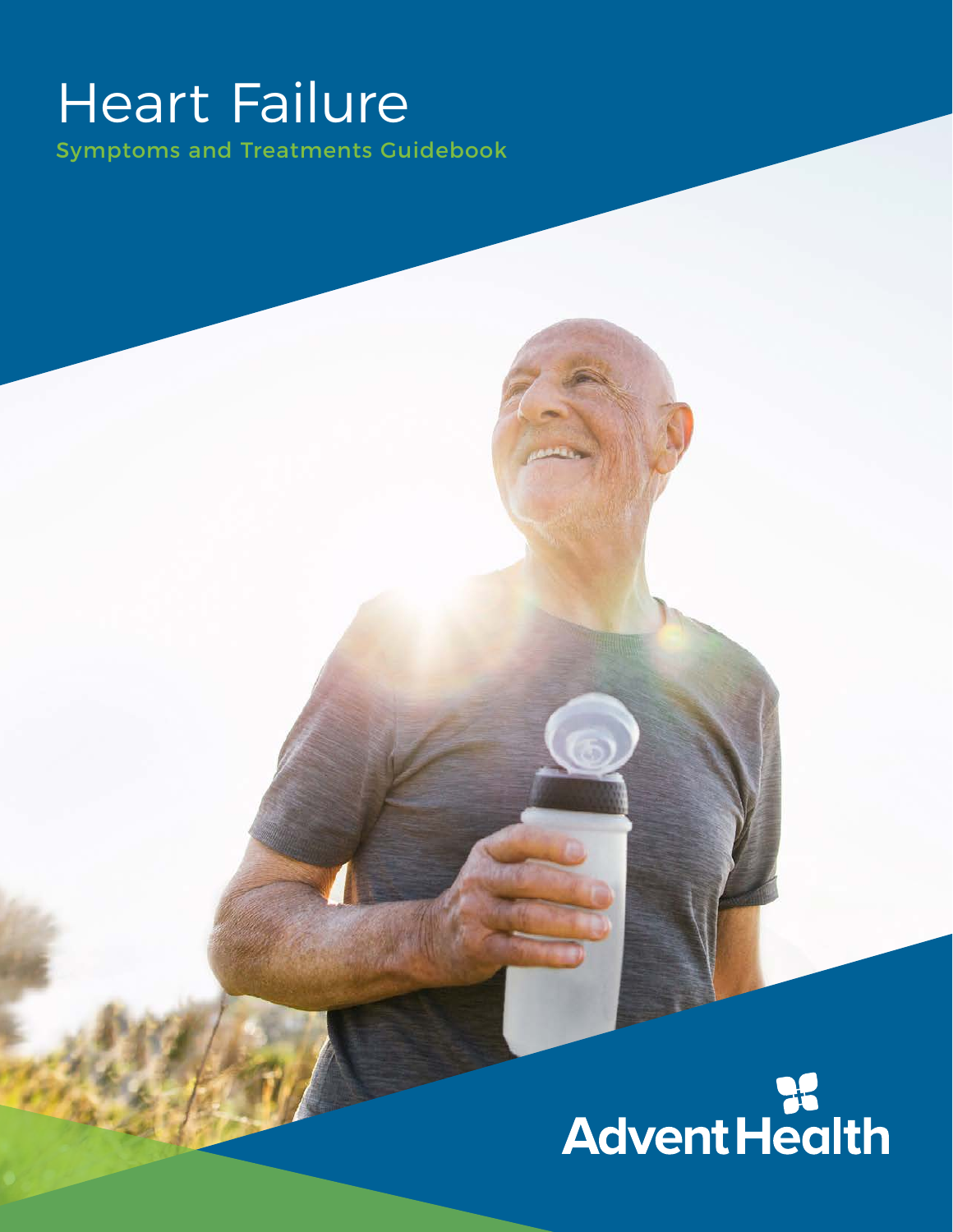# Heart Failure

## Symptoms and Treatments Guidebook

AdventHealth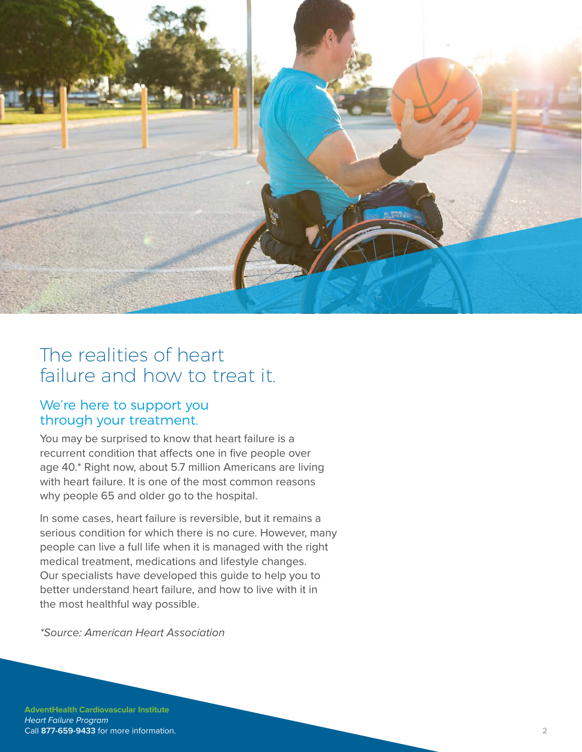# The realities of heart failure and how to treat it.

## We're here to support you through your treatment.

You may be surprised to know that heart failure is a recurrent condition that affects one in five people over age 40.* Right now, about 5.7 million Americans are living with heart failure. It is one of the most common reasons why people 65 and older go to the hospital.

In some cases, heart failure is reversible, but it remains a serious condition for which there is no cure. However, many people can live a full life when it is managed with the right medical treatment, medications and lifestyle changes. Our specialists have developed this guide to help you to better understand heart failure, and how to live with it in the most healthful way possible.

*\*Source: American Heart Association*

**AdventHealth Cardiovascular Institute**
*Heart Failure Program*
Call **877-659-9433** for more information.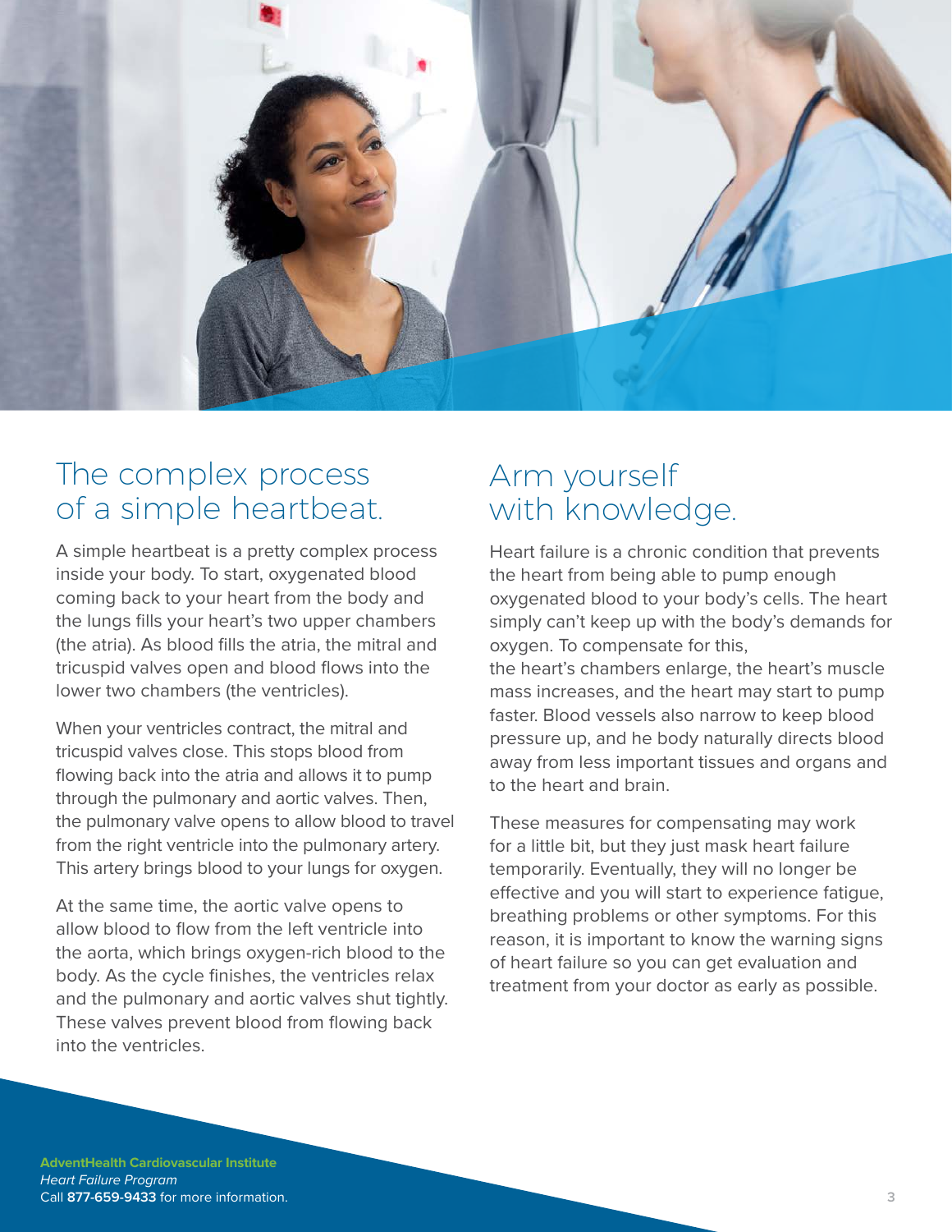## The complex process of a simple heartbeat.

A simple heartbeat is a pretty complex process inside your body. To start, oxygenated blood coming back to your heart from the body and the lungs fills your heart's two upper chambers (the atria). As blood fills the atria, the mitral and tricuspid valves open and blood flows into the lower two chambers (the ventricles).

When your ventricles contract, the mitral and tricuspid valves close. This stops blood from flowing back into the atria and allows it to pump through the pulmonary and aortic valves. Then, the pulmonary valve opens to allow blood to travel from the right ventricle into the pulmonary artery. This artery brings blood to your lungs for oxygen.

At the same time, the aortic valve opens to allow blood to flow from the left ventricle into the aorta, which brings oxygen-rich blood to the body. As the cycle finishes, the ventricles relax and the pulmonary and aortic valves shut tightly. These valves prevent blood from flowing back into the ventricles.

## Arm yourself with knowledge.

Heart failure is a chronic condition that prevents the heart from being able to pump enough oxygenated blood to your body's cells. The heart simply can't keep up with the body's demands for oxygen. To compensate for this, the heart's chambers enlarge, the heart's muscle mass increases, and the heart may start to pump faster. Blood vessels also narrow to keep blood pressure up, and he body naturally directs blood away from less important tissues and organs and to the heart and brain.

These measures for compensating may work for a little bit, but they just mask heart failure temporarily. Eventually, they will no longer be effective and you will start to experience fatigue, breathing problems or other symptoms. For this reason, it is important to know the warning signs of heart failure so you can get evaluation and treatment from your doctor as early as possible.

**AdventHealth Cardiovascular Institute**
*Heart Failure Program*
Call **877-659-9433** for more information.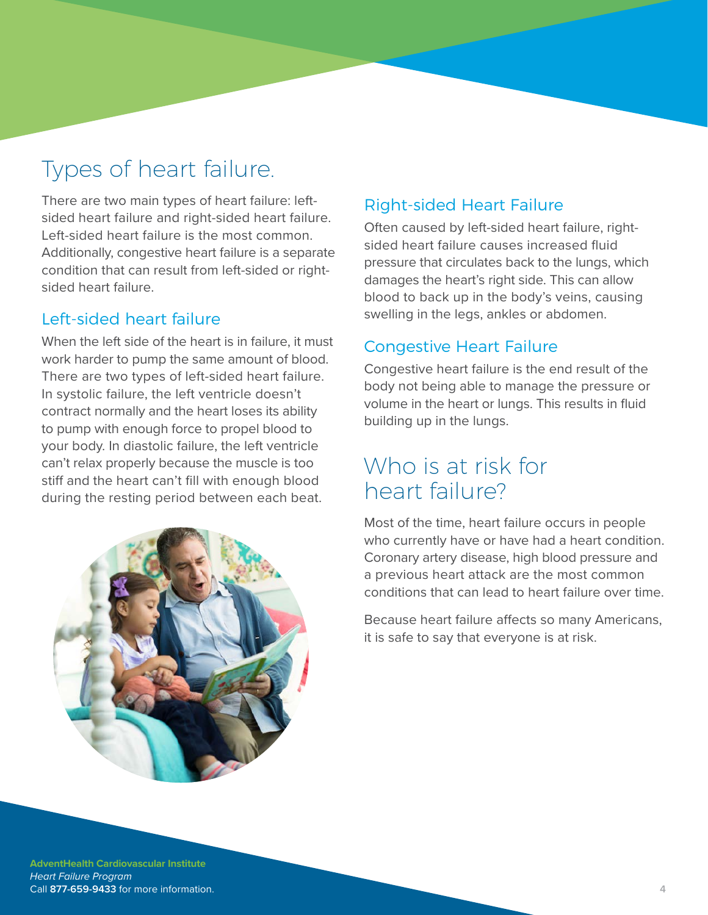# Types of heart failure.

There are two main types of heart failure: left-sided heart failure and right-sided heart failure. Left-sided heart failure is the most common. Additionally, congestive heart failure is a separate condition that can result from left-sided or right-sided heart failure.

## Left-sided heart failure

When the left side of the heart is in failure, it must work harder to pump the same amount of blood. There are two types of left-sided heart failure. In systolic failure, the left ventricle doesn't contract normally and the heart loses its ability to pump with enough force to propel blood to your body. In diastolic failure, the left ventricle can't relax properly because the muscle is too stiff and the heart can't fill with enough blood during the resting period between each beat.

## Right-sided Heart Failure

Often caused by left-sided heart failure, right-sided heart failure causes increased fluid pressure that circulates back to the lungs, which damages the heart's right side. This can allow blood to back up in the body's veins, causing swelling in the legs, ankles or abdomen.

## Congestive Heart Failure

Congestive heart failure is the end result of the body not being able to manage the pressure or volume in the heart or lungs. This results in fluid building up in the lungs.

# Who is at risk for heart failure?

Most of the time, heart failure occurs in people who currently have or have had a heart condition. Coronary artery disease, high blood pressure and a previous heart attack are the most common conditions that can lead to heart failure over time.

Because heart failure affects so many Americans, it is safe to say that everyone is at risk.

**AdventHealth Cardiovascular Institute**
*Heart Failure Program*
Call **877-659-9433** for more information.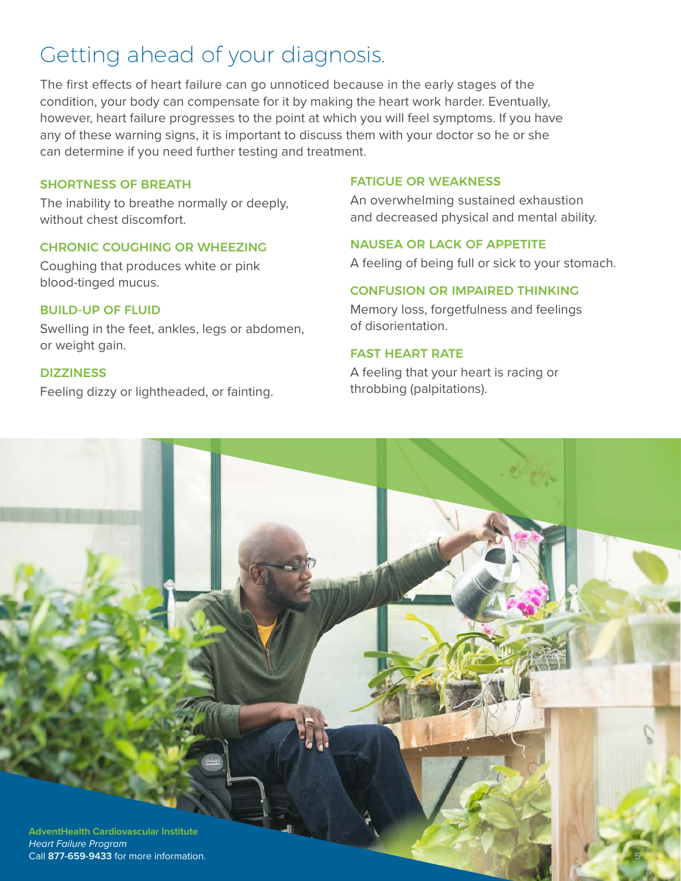# Getting ahead of your diagnosis.

The first effects of heart failure can go unnoticed because in the early stages of the condition, your body can compensate for it by making the heart work harder. Eventually, however, heart failure progresses to the point at which you will feel symptoms. If you have any of these warning signs, it is important to discuss them with your doctor so he or she can determine if you need further testing and treatment.

### SHORTNESS OF BREATH

The inability to breathe normally or deeply, without chest discomfort.

### CHRONIC COUGHING OR WHEEZING

Coughing that produces white or pink blood-tinged mucus.

### BUILD-UP OF FLUID

Swelling in the feet, ankles, legs or abdomen, or weight gain.

### DIZZINESS

Feeling dizzy or lightheaded, or fainting.

### FATIGUE OR WEAKNESS

An overwhelming sustained exhaustion and decreased physical and mental ability.

### NAUSEA OR LACK OF APPETITE

A feeling of being full or sick to your stomach.

### CONFUSION OR IMPAIRED THINKING

Memory loss, forgetfulness and feelings of disorientation.

### FAST HEART RATE

A feeling that your heart is racing or throbbing (palpitations).

**AdventHealth Cardiovascular Institute**
*Heart Failure Program*
Call **877-659-9433** for more information.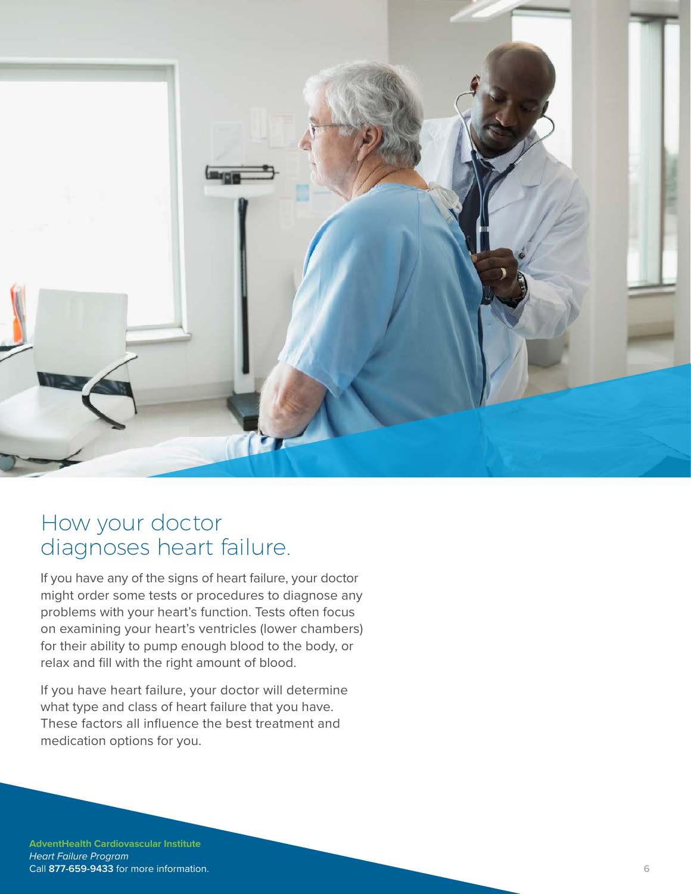# How your doctor diagnoses heart failure.

If you have any of the signs of heart failure, your doctor might order some tests or procedures to diagnose any problems with your heart's function. Tests often focus on examining your heart's ventricles (lower chambers) for their ability to pump enough blood to the body, or relax and fill with the right amount of blood.

If you have heart failure, your doctor will determine what type and class of heart failure that you have. These factors all influence the best treatment and medication options for you.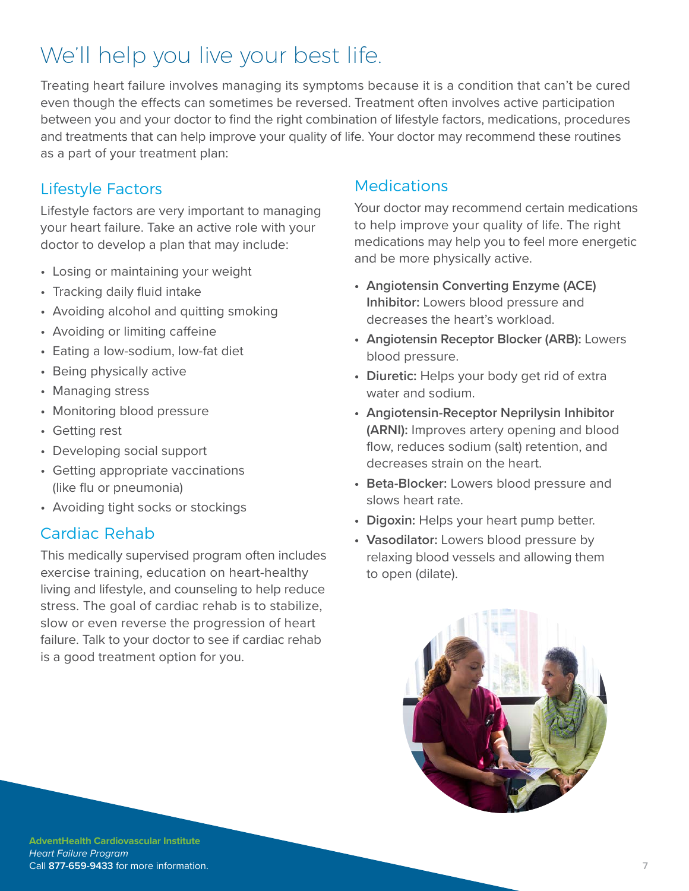# We'll help you live your best life.

Treating heart failure involves managing its symptoms because it is a condition that can't be cured even though the effects can sometimes be reversed. Treatment often involves active participation between you and your doctor to find the right combination of lifestyle factors, medications, procedures and treatments that can help improve your quality of life. Your doctor may recommend these routines as a part of your treatment plan:

## Lifestyle Factors

Lifestyle factors are very important to managing your heart failure. Take an active role with your doctor to develop a plan that may include:

- Losing or maintaining your weight
- Tracking daily fluid intake
- Avoiding alcohol and quitting smoking
- Avoiding or limiting caffeine
- Eating a low-sodium, low-fat diet
- Being physically active
- Managing stress
- Monitoring blood pressure
- Getting rest
- Developing social support
- Getting appropriate vaccinations (like flu or pneumonia)
- Avoiding tight socks or stockings

## Cardiac Rehab

This medically supervised program often includes exercise training, education on heart-healthy living and lifestyle, and counseling to help reduce stress. The goal of cardiac rehab is to stabilize, slow or even reverse the progression of heart failure. Talk to your doctor to see if cardiac rehab is a good treatment option for you.

## Medications

Your doctor may recommend certain medications to help improve your quality of life. The right medications may help you to feel more energetic and be more physically active.

- **Angiotensin Converting Enzyme (ACE) Inhibitor:** Lowers blood pressure and decreases the heart's workload.
- **Angiotensin Receptor Blocker (ARB):** Lowers blood pressure.
- **Diuretic:** Helps your body get rid of extra water and sodium.
- **Angiotensin-Receptor Neprilysin Inhibitor (ARNI):** Improves artery opening and blood flow, reduces sodium (salt) retention, and decreases strain on the heart.
- **Beta-Blocker:** Lowers blood pressure and slows heart rate.
- **Digoxin:** Helps your heart pump better.
- **Vasodilator:** Lowers blood pressure by relaxing blood vessels and allowing them to open (dilate).

**AdventHealth Cardiovascular Institute**
*Heart Failure Program*
Call **877-659-9433** for more information.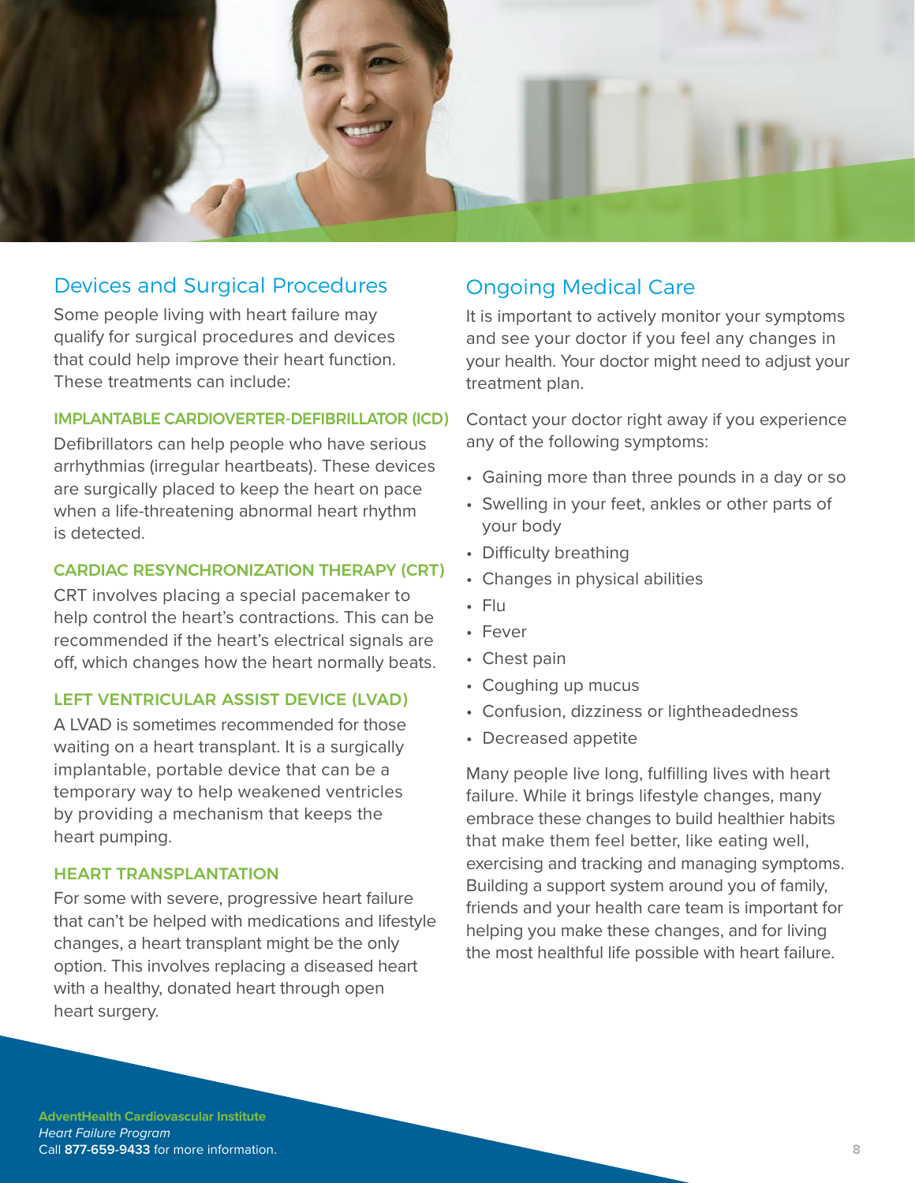## Devices and Surgical Procedures

Some people living with heart failure may qualify for surgical procedures and devices that could help improve their heart function. These treatments can include:

### IMPLANTABLE CARDIOVERTER-DEFIBRILLATOR (ICD)

Defibrillators can help people who have serious arrhythmias (irregular heartbeats). These devices are surgically placed to keep the heart on pace when a life-threatening abnormal heart rhythm is detected.

### CARDIAC RESYNCHRONIZATION THERAPY (CRT)

CRT involves placing a special pacemaker to help control the heart's contractions. This can be recommended if the heart's electrical signals are off, which changes how the heart normally beats.

### LEFT VENTRICULAR ASSIST DEVICE (LVAD)

A LVAD is sometimes recommended for those waiting on a heart transplant. It is a surgically implantable, portable device that can be a temporary way to help weakened ventricles by providing a mechanism that keeps the heart pumping.

### HEART TRANSPLANTATION

For some with severe, progressive heart failure that can't be helped with medications and lifestyle changes, a heart transplant might be the only option. This involves replacing a diseased heart with a healthy, donated heart through open heart surgery.

## Ongoing Medical Care

It is important to actively monitor your symptoms and see your doctor if you feel any changes in your health. Your doctor might need to adjust your treatment plan.

Contact your doctor right away if you experience any of the following symptoms:

- Gaining more than three pounds in a day or so
- Swelling in your feet, ankles or other parts of your body
- Difficulty breathing
- Changes in physical abilities
- Flu
- Fever
- Chest pain
- Coughing up mucus
- Confusion, dizziness or lightheadedness
- Decreased appetite

Many people live long, fulfilling lives with heart failure. While it brings lifestyle changes, many embrace these changes to build healthier habits that make them feel better, like eating well, exercising and tracking and managing symptoms. Building a support system around you of family, friends and your health care team is important for helping you make these changes, and for living the most healthful life possible with heart failure.

**AdventHealth Cardiovascular Institute**
*Heart Failure Program*
Call **877-659-9433** for more information.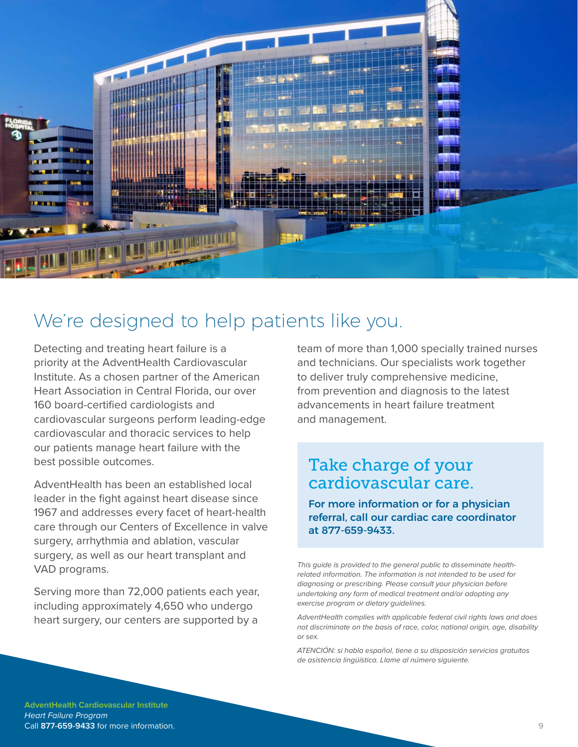# We're designed to help patients like you.

Detecting and treating heart failure is a priority at the AdventHealth Cardiovascular Institute. As a chosen partner of the American Heart Association in Central Florida, our over 160 board-certified cardiologists and cardiovascular surgeons perform leading-edge cardiovascular and thoracic services to help our patients manage heart failure with the best possible outcomes.

AdventHealth has been an established local leader in the fight against heart disease since 1967 and addresses every facet of heart-health care through our Centers of Excellence in valve surgery, arrhythmia and ablation, vascular surgery, as well as our heart transplant and VAD programs.

Serving more than 72,000 patients each year, including approximately 4,650 who undergo heart surgery, our centers are supported by a team of more than 1,000 specially trained nurses and technicians. Our specialists work together to deliver truly comprehensive medicine, from prevention and diagnosis to the latest advancements in heart failure treatment and management.

## Take charge of your cardiovascular care.

**For more information or for a physician referral, call our cardiac care coordinator at 877-659-9433.**

*This guide is provided to the general public to disseminate health-related information. The information is not intended to be used for diagnosing or prescribing. Please consult your physician before undertaking any form of medical treatment and/or adopting any exercise program or dietary guidelines.*

*AdventHealth complies with applicable federal civil rights laws and does not discriminate on the basis of race, color, national origin, age, disability or sex.*

*ATENCIÓN: si habla español, tiene a su disposición servicios gratuitos de asistencia lingüística. Llame al número siguiente.*

**AdventHealth Cardiovascular Institute**
*Heart Failure Program*
Call **877-659-9433** for more information.